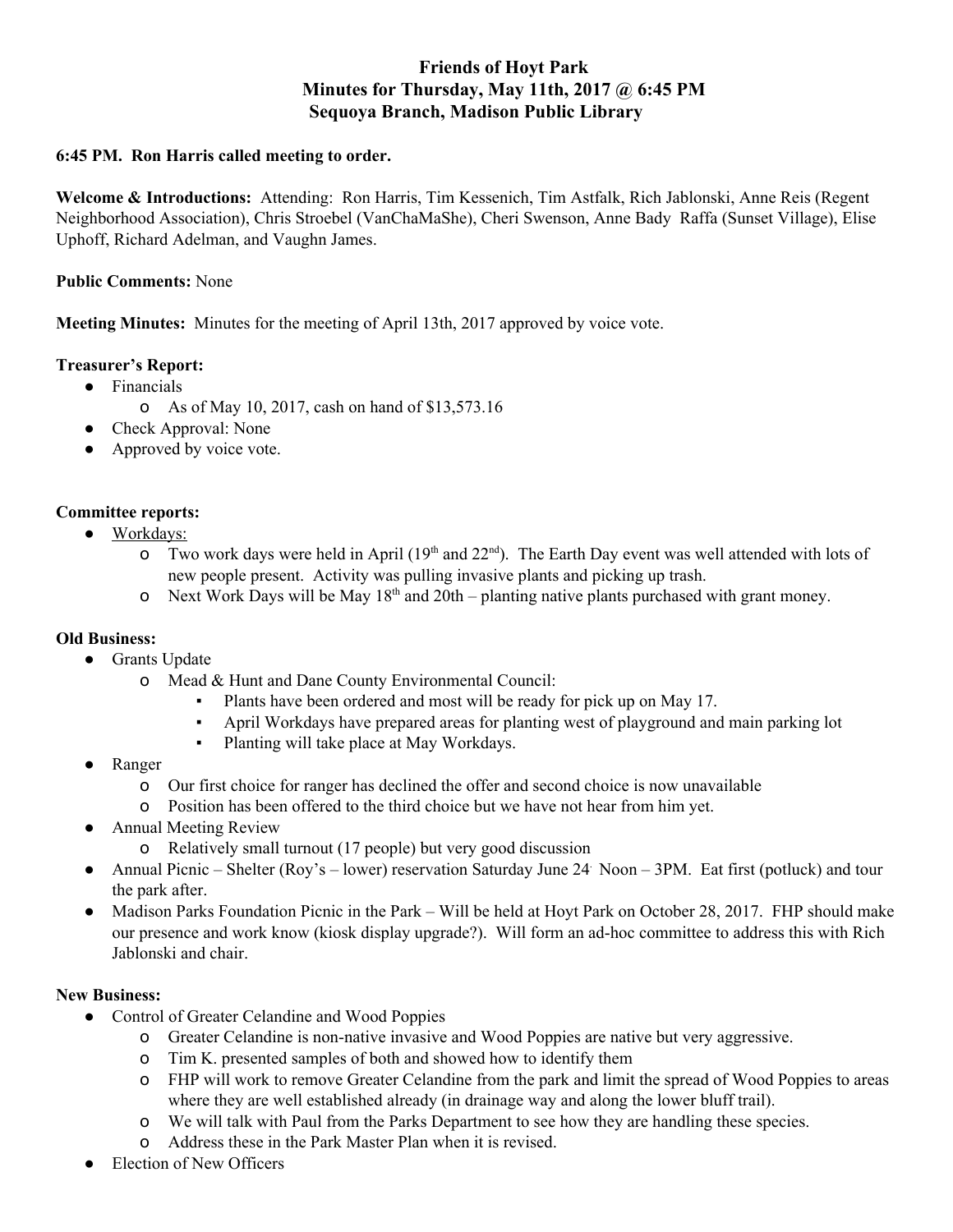# Friends of Hoyt Park
## Minutes for Thursday, May 11th, 2017 @ 6:45 PM
## Sequoya Branch, Madison Public Library

**6:45 PM. Ron Harris called meeting to order.**

**Welcome & Introductions:** Attending: Ron Harris, Tim Kessenich, Tim Astfalk, Rich Jablonski, Anne Reis (Regent Neighborhood Association), Chris Stroebel (VanChaMaShe), Cheri Swenson, Anne Bady Raffa (Sunset Village), Elise Uphoff, Richard Adelman, and Vaughn James.

**Public Comments:** None

**Meeting Minutes:** Minutes for the meeting of April 13th, 2017 approved by voice vote.

**Treasurer's Report:**

- Financials
  - As of May 10, 2017, cash on hand of $13,573.16
- Check Approval: None
- Approved by voice vote.

**Committee reports:**

- Workdays:
  - Two work days were held in April (19th and 22nd). The Earth Day event was well attended with lots of new people present. Activity was pulling invasive plants and picking up trash.
  - Next Work Days will be May 18th and 20th – planting native plants purchased with grant money.

**Old Business:**

- Grants Update
  - Mead & Hunt and Dane County Environmental Council:
    - Plants have been ordered and most will be ready for pick up on May 17.
    - April Workdays have prepared areas for planting west of playground and main parking lot
    - Planting will take place at May Workdays.
- Ranger
  - Our first choice for ranger has declined the offer and second choice is now unavailable
  - Position has been offered to the third choice but we have not hear from him yet.
- Annual Meeting Review
  - Relatively small turnout (17 people) but very good discussion
- Annual Picnic – Shelter (Roy's – lower) reservation Saturday June 24. Noon – 3PM. Eat first (potluck) and tour the park after.
- Madison Parks Foundation Picnic in the Park – Will be held at Hoyt Park on October 28, 2017. FHP should make our presence and work know (kiosk display upgrade?). Will form an ad-hoc committee to address this with Rich Jablonski and chair.

**New Business:**

- Control of Greater Celandine and Wood Poppies
  - Greater Celandine is non-native invasive and Wood Poppies are native but very aggressive.
  - Tim K. presented samples of both and showed how to identify them
  - FHP will work to remove Greater Celandine from the park and limit the spread of Wood Poppies to areas where they are well established already (in drainage way and along the lower bluff trail).
  - We will talk with Paul from the Parks Department to see how they are handling these species.
  - Address these in the Park Master Plan when it is revised.
- Election of New Officers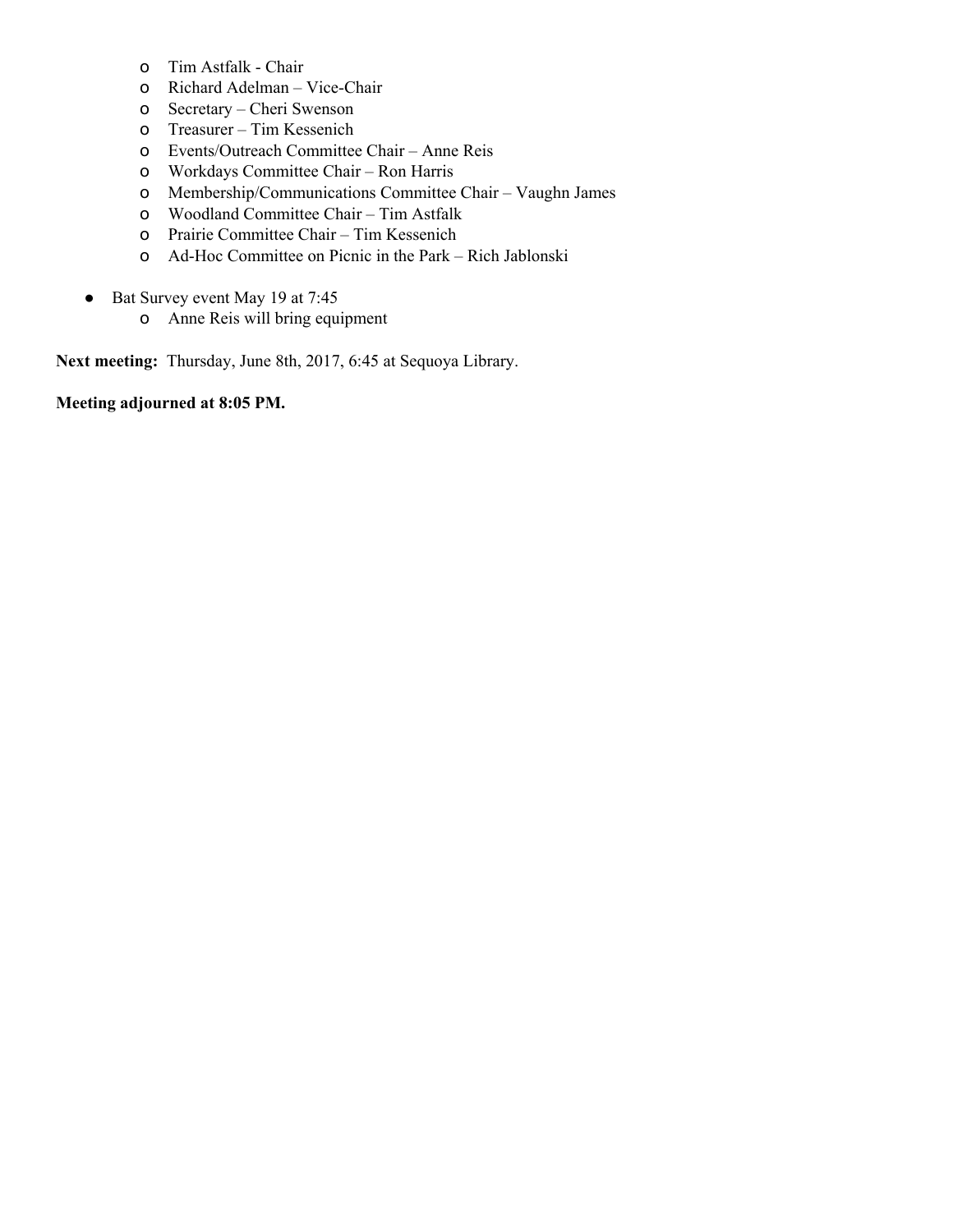- Tim Astfalk - Chair
  - Richard Adelman – Vice-Chair
  - Secretary – Cheri Swenson
  - Treasurer – Tim Kessenich
  - Events/Outreach Committee Chair – Anne Reis
  - Workdays Committee Chair – Ron Harris
  - Membership/Communications Committee Chair – Vaughn James
  - Woodland Committee Chair – Tim Astfalk
  - Prairie Committee Chair – Tim Kessenich
  - Ad-Hoc Committee on Picnic in the Park – Rich Jablonski

- Bat Survey event May 19 at 7:45
  - Anne Reis will bring equipment

**Next meeting:** Thursday, June 8th, 2017, 6:45 at Sequoya Library.

**Meeting adjourned at 8:05 PM.**